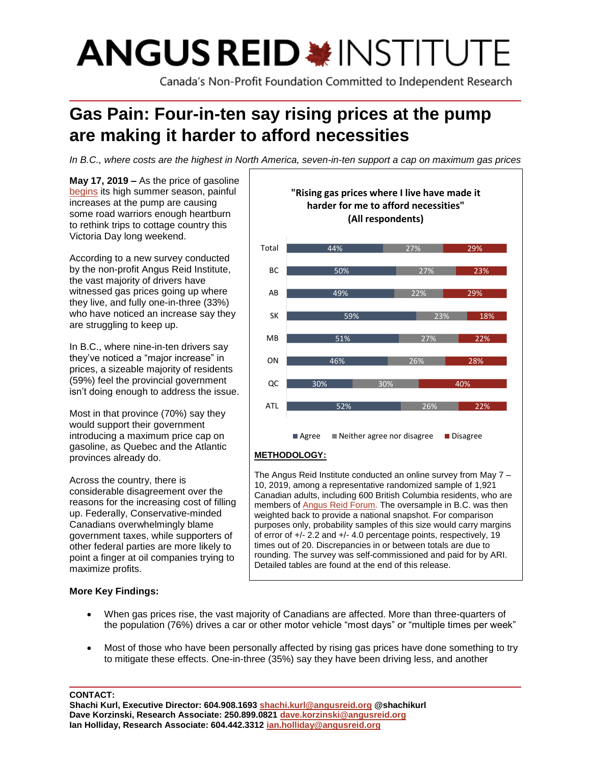# ANGUS REID INSTITUTE

Canada's Non-Profit Foundation Committed to Independent Research

# Gas Pain: Four-in-ten say rising prices at the pump are making it harder to afford necessities

*In B.C., where costs are the highest in North America, seven-in-ten support a cap on maximum gas prices*

**May 17, 2019 –** As the price of gasoline begins its high summer season, painful increases at the pump are causing some road warriors enough heartburn to rethink trips to cottage country this Victoria Day long weekend.

According to a new survey conducted by the non-profit Angus Reid Institute, the vast majority of drivers have witnessed gas prices going up where they live, and fully one-in-three (33%) who have noticed an increase say they are struggling to keep up.

In B.C., where nine-in-ten drivers say they've noticed a "major increase" in prices, a sizeable majority of residents (59%) feel the provincial government isn't doing enough to address the issue.

Most in that province (70%) say they would support their government introducing a maximum price cap on gasoline, as Quebec and the Atlantic provinces already do.

Across the country, there is considerable disagreement over the reasons for the increasing cost of filling up. Federally, Conservative-minded Canadians overwhelmingly blame government taxes, while supporters of other federal parties are more likely to point a finger at oil companies trying to maximize profits.

**"Rising gas prices where I live have made it harder for me to afford necessities" (All respondents)**

| | Agree | Neither agree nor disagree | Disagree |
|---|---|---|---|
| Total | 44% | 27% | 29% |
| BC | 50% | 27% | 23% |
| AB | 49% | 22% | 29% |
| SK | 59% | 23% | 18% |
| MB | 51% | 27% | 22% |
| ON | 46% | 26% | 28% |
| QC | 30% | 30% | 40% |
| ATL | 52% | 26% | 22% |

**METHODOLOGY:**

The Angus Reid Institute conducted an online survey from May 7 – 10, 2019, among a representative randomized sample of 1,921 Canadian adults, including 600 British Columbia residents, who are members of Angus Reid Forum. The oversample in B.C. was then weighted back to provide a national snapshot. For comparison purposes only, probability samples of this size would carry margins of error of +/- 2.2 and +/- 4.0 percentage points, respectively, 19 times out of 20. Discrepancies in or between totals are due to rounding. The survey was self-commissioned and paid for by ARI. Detailed tables are found at the end of this release.

**More Key Findings:**

- When gas prices rise, the vast majority of Canadians are affected. More than three-quarters of the population (76%) drives a car or other motor vehicle "most days" or "multiple times per week"
- Most of those who have been personally affected by rising gas prices have done something to try to mitigate these effects. One-in-three (35%) say they have been driving less, and another

**CONTACT:**
**Shachi Kurl, Executive Director: 604.908.1693 shachi.kurl@angusreid.org @shachikurl**
**Dave Korzinski, Research Associate: 250.899.0821 dave.korzinski@angusreid.org**
**Ian Holliday, Research Associate: 604.442.3312 ian.holliday@angusreid.org**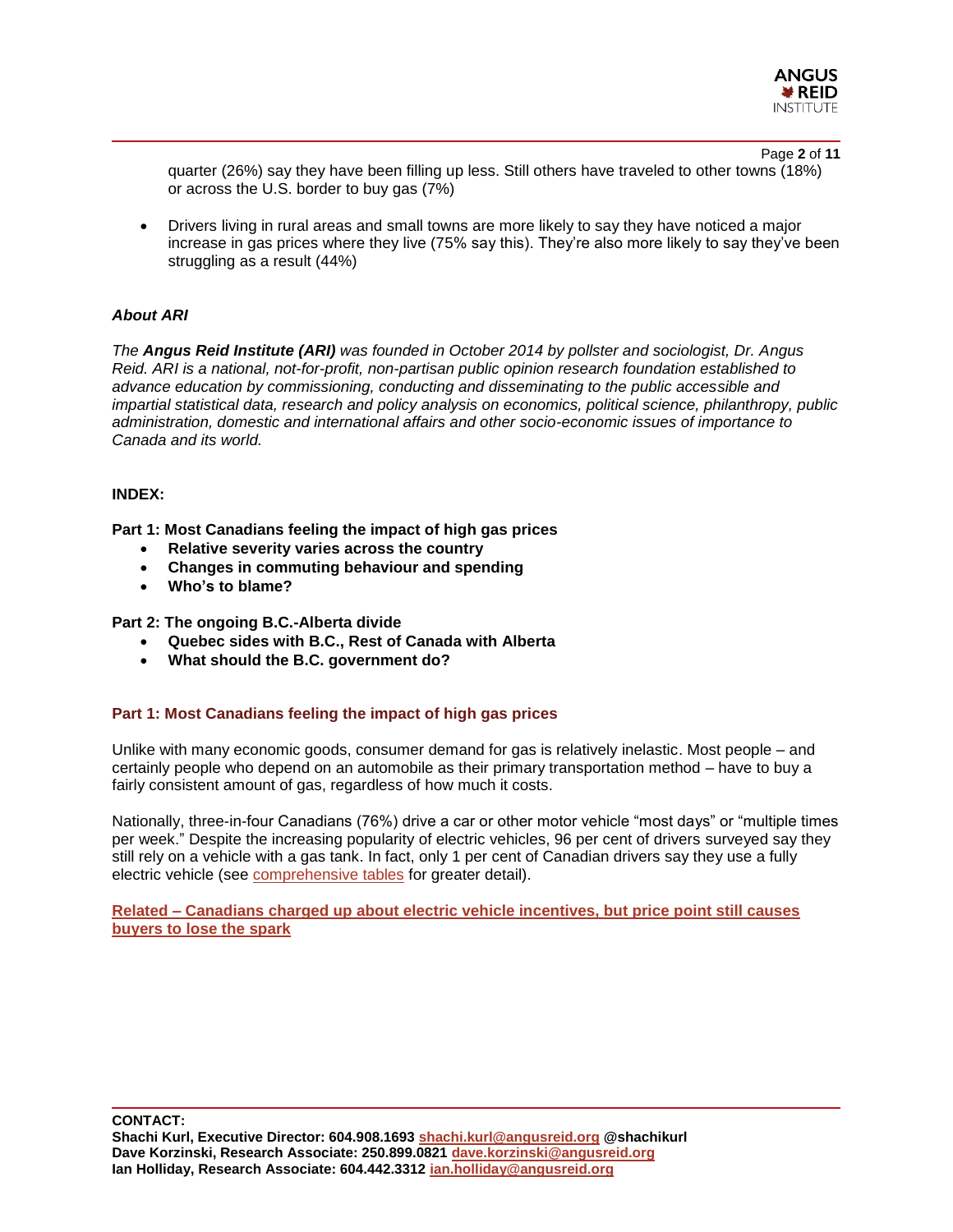quarter (26%) say they have been filling up less. Still others have traveled to other towns (18%) or across the U.S. border to buy gas (7%)

- Drivers living in rural areas and small towns are more likely to say they have noticed a major increase in gas prices where they live (75% say this). They're also more likely to say they've been struggling as a result (44%)

### *About ARI*

*The **Angus Reid Institute (ARI)** was founded in October 2014 by pollster and sociologist, Dr. Angus Reid. ARI is a national, not-for-profit, non-partisan public opinion research foundation established to advance education by commissioning, conducting and disseminating to the public accessible and impartial statistical data, research and policy analysis on economics, political science, philanthropy, public administration, domestic and international affairs and other socio-economic issues of importance to Canada and its world.*

**INDEX:**

**Part 1: Most Canadians feeling the impact of high gas prices**

- **Relative severity varies across the country**
- **Changes in commuting behaviour and spending**
- **Who's to blame?**

**Part 2: The ongoing B.C.-Alberta divide**

- **Quebec sides with B.C., Rest of Canada with Alberta**
- **What should the B.C. government do?**

## Part 1: Most Canadians feeling the impact of high gas prices

Unlike with many economic goods, consumer demand for gas is relatively inelastic. Most people – and certainly people who depend on an automobile as their primary transportation method – have to buy a fairly consistent amount of gas, regardless of how much it costs.

Nationally, three-in-four Canadians (76%) drive a car or other motor vehicle "most days" or "multiple times per week." Despite the increasing popularity of electric vehicles, 96 per cent of drivers surveyed say they still rely on a vehicle with a gas tank. In fact, only 1 per cent of Canadian drivers say they use a fully electric vehicle (see comprehensive tables for greater detail).

**Related – Canadians charged up about electric vehicle incentives, but price point still causes buyers to lose the spark**

**CONTACT:**
**Shachi Kurl, Executive Director: 604.908.1693 shachi.kurl@angusreid.org @shachikurl**
**Dave Korzinski, Research Associate: 250.899.0821 dave.korzinski@angusreid.org**
**Ian Holliday, Research Associate: 604.442.3312 ian.holliday@angusreid.org**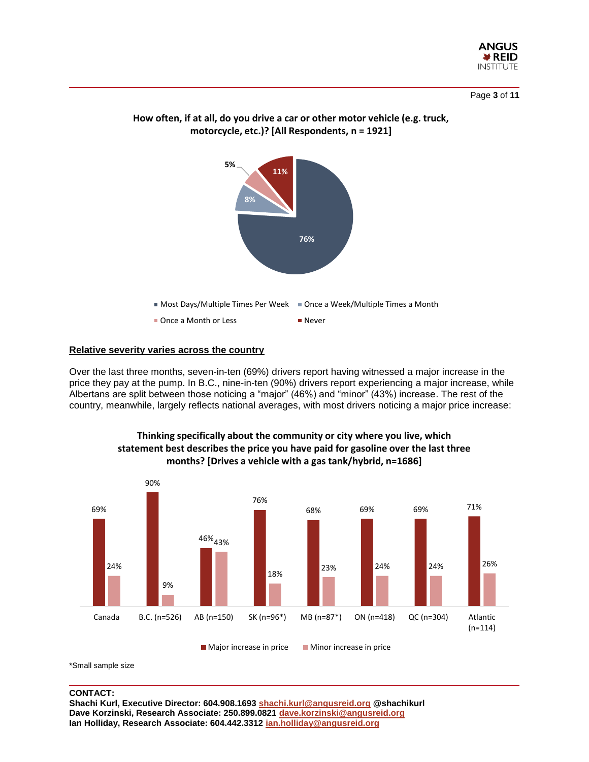**How often, if at all, do you drive a car or other motor vehicle (e.g. truck, motorcycle, etc.)? [All Respondents, n = 1921]**

| Response | % |
|---|---|
| Most Days/Multiple Times Per Week | 76% |
| Once a Week/Multiple Times a Month | 8% |
| Once a Month or Less | 5% |
| Never | 11% |

**Relative severity varies across the country**

Over the last three months, seven-in-ten (69%) drivers report having witnessed a major increase in the price they pay at the pump. In B.C., nine-in-ten (90%) drivers report experiencing a major increase, while Albertans are split between those noticing a "major" (46%) and "minor" (43%) increase. The rest of the country, meanwhile, largely reflects national averages, with most drivers noticing a major price increase:

**Thinking specifically about the community or city where you live, which statement best describes the price you have paid for gasoline over the last three months? [Drives a vehicle with a gas tank/hybrid, n=1686]**

| | Canada | B.C. (n=526) | AB (n=150) | SK (n=96*) | MB (n=87*) | ON (n=418) | QC (n=304) | Atlantic (n=114) |
|---|---|---|---|---|---|---|---|---|
| Major increase in price | 69% | 90% | 46% | 76% | 68% | 69% | 69% | 71% |
| Minor increase in price | 24% | 9% | 43% | 18% | 23% | 24% | 24% | 26% |

*Small sample size

**CONTACT:**
**Shachi Kurl, Executive Director: 604.908.1693 shachi.kurl@angusreid.org @shachikurl**
**Dave Korzinski, Research Associate: 250.899.0821 dave.korzinski@angusreid.org**
**Ian Holliday, Research Associate: 604.442.3312 ian.holliday@angusreid.org**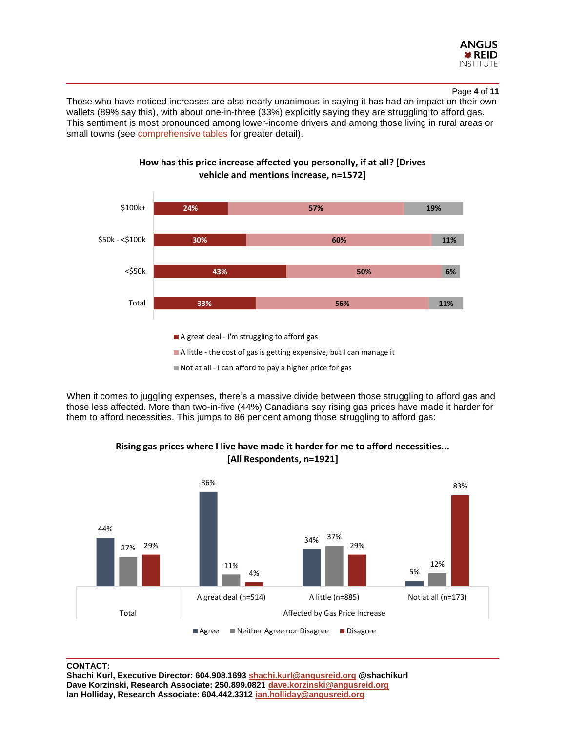Those who have noticed increases are also nearly unanimous in saying it has had an impact on their own wallets (89% say this), with about one-in-three (33%) explicitly saying they are struggling to afford gas. This sentiment is most pronounced among lower-income drivers and among those living in rural areas or small towns (see comprehensive tables for greater detail).

**How has this price increase affected you personally, if at all? [Drives vehicle and mentions increase, n=1572]**

| | A great deal - I'm struggling to afford gas | A little - the cost of gas is getting expensive, but I can manage it | Not at all - I can afford to pay a higher price for gas |
|---|---|---|---|
| $100k+ | 24% | 57% | 19% |
| $50k - <$100k | 30% | 60% | 11% |
| <$50k | 43% | 50% | 6% |
| Total | 33% | 56% | 11% |

When it comes to juggling expenses, there's a massive divide between those struggling to afford gas and those less affected. More than two-in-five (44%) Canadians say rising gas prices have made it harder for them to afford necessities. This jumps to 86 per cent among those struggling to afford gas:

**Rising gas prices where I live have made it harder for me to afford necessities... [All Respondents, n=1921]**

| | Total | Affected by Gas Price Increase: A great deal (n=514) | Affected by Gas Price Increase: A little (n=885) | Affected by Gas Price Increase: Not at all (n=173) |
|---|---|---|---|---|
| Agree | 44% | 86% | 34% | 5% |
| Neither Agree nor Disagree | 27% | 11% | 37% | 12% |
| Disagree | 29% | 4% | 29% | 83% |

**CONTACT:**
**Shachi Kurl, Executive Director: 604.908.1693 shachi.kurl@angusreid.org @shachikurl**
**Dave Korzinski, Research Associate: 250.899.0821 dave.korzinski@angusreid.org**
**Ian Holliday, Research Associate: 604.442.3312 ian.holliday@angusreid.org**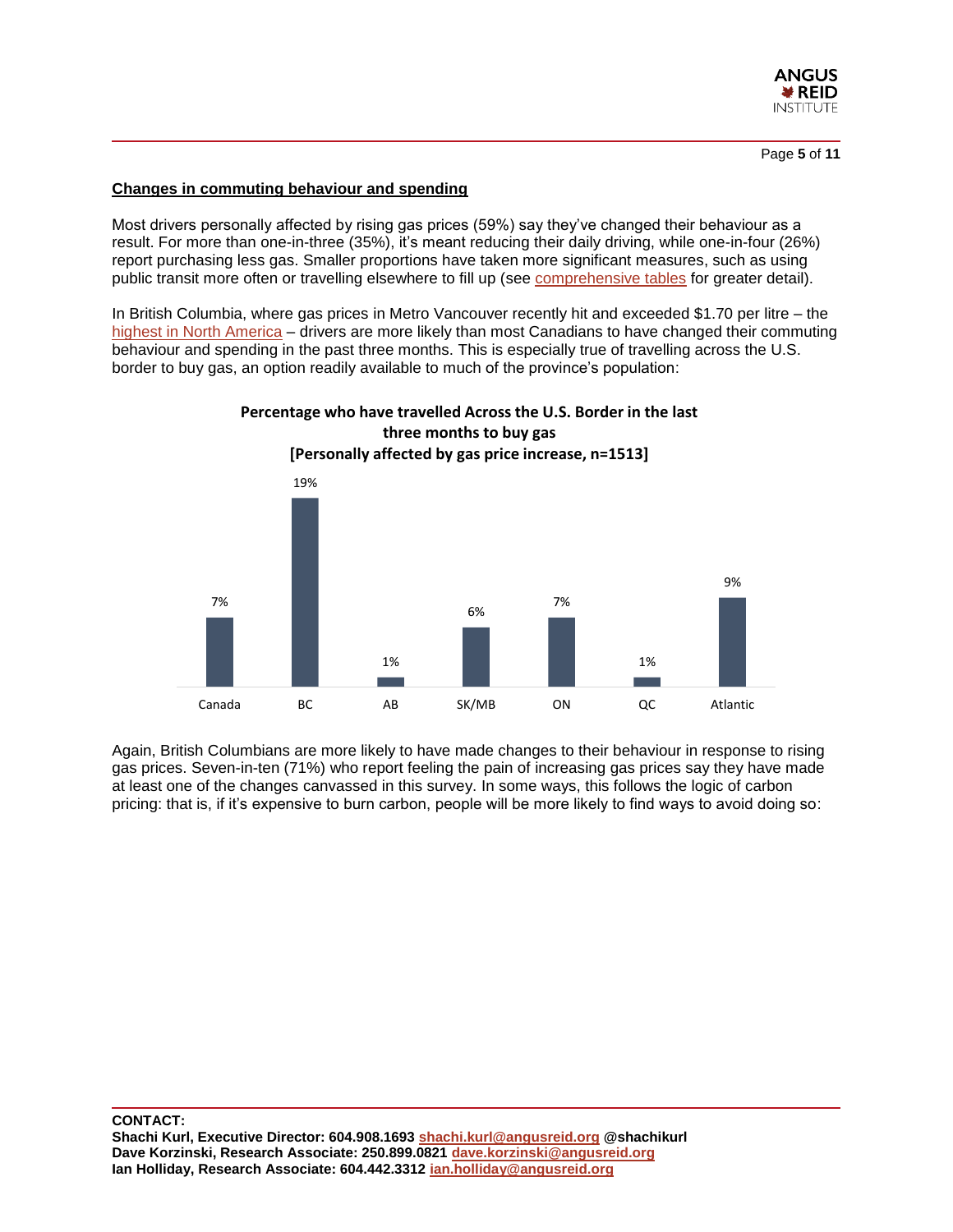## Changes in commuting behaviour and spending

Most drivers personally affected by rising gas prices (59%) say they've changed their behaviour as a result. For more than one-in-three (35%), it's meant reducing their daily driving, while one-in-four (26%) report purchasing less gas. Smaller proportions have taken more significant measures, such as using public transit more often or travelling elsewhere to fill up (see comprehensive tables for greater detail).

In British Columbia, where gas prices in Metro Vancouver recently hit and exceeded $1.70 per litre – the highest in North America – drivers are more likely than most Canadians to have changed their commuting behaviour and spending in the past three months. This is especially true of travelling across the U.S. border to buy gas, an option readily available to much of the province's population:

**Percentage who have travelled Across the U.S. Border in the last three months to buy gas**
**[Personally affected by gas price increase, n=1513]**

| Canada | BC | AB | SK/MB | ON | QC | Atlantic |
|---|---|---|---|---|---|---|
| 7% | 19% | 1% | 6% | 7% | 1% | 9% |

Again, British Columbians are more likely to have made changes to their behaviour in response to rising gas prices. Seven-in-ten (71%) who report feeling the pain of increasing gas prices say they have made at least one of the changes canvassed in this survey. In some ways, this follows the logic of carbon pricing: that is, if it's expensive to burn carbon, people will be more likely to find ways to avoid doing so:

**CONTACT:**
**Shachi Kurl, Executive Director: 604.908.1693 shachi.kurl@angusreid.org @shachikurl**
**Dave Korzinski, Research Associate: 250.899.0821 dave.korzinski@angusreid.org**
**Ian Holliday, Research Associate: 604.442.3312 ian.holliday@angusreid.org**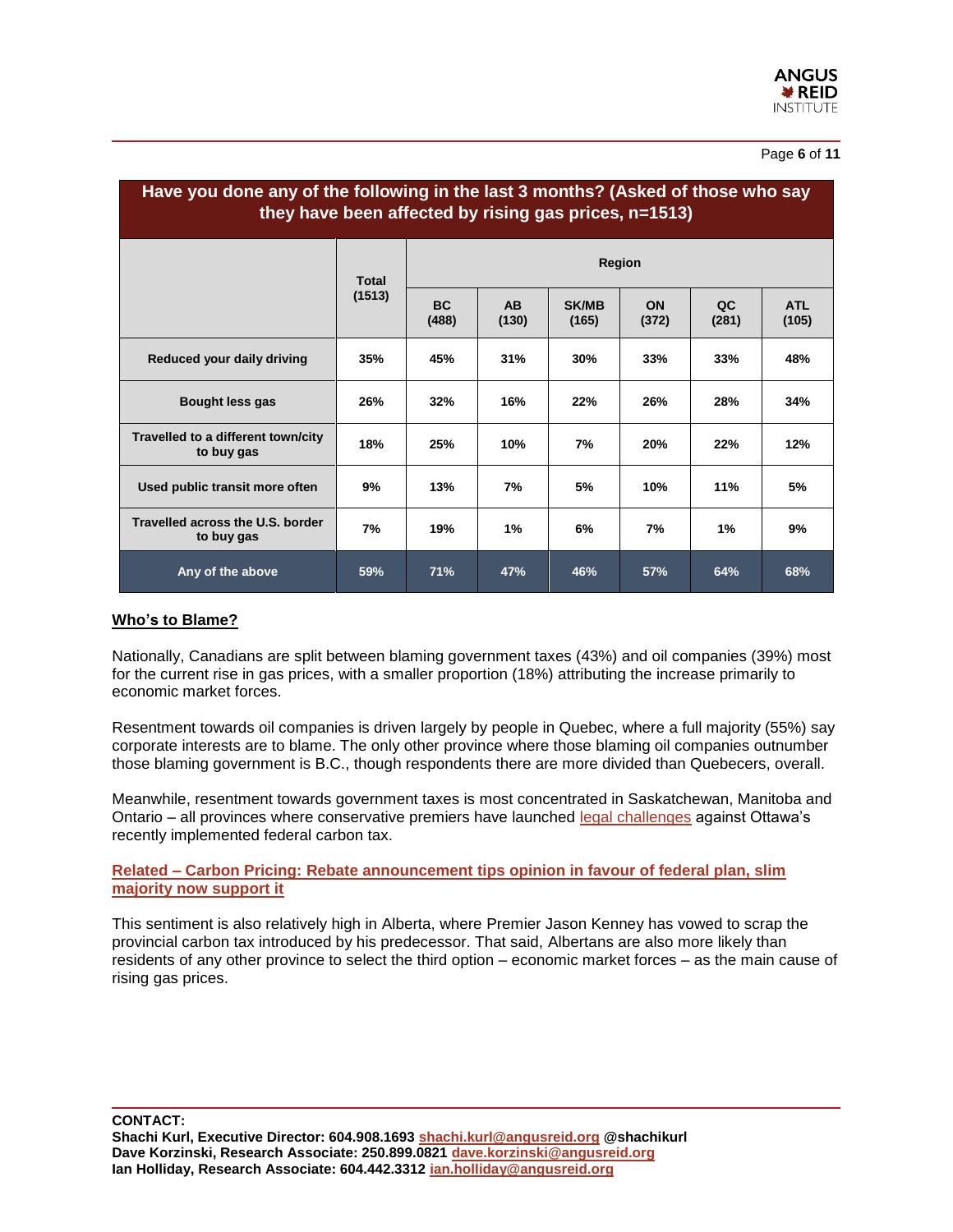| Have you done any of the following in the last 3 months? (Asked of those who say they have been affected by rising gas prices, n=1513) | | | | | | | |
|---|---|---|---|---|---|---|---|
| | Total (1513) | Region | | | | | |
| | | BC (488) | AB (130) | SK/MB (165) | ON (372) | QC (281) | ATL (105) |
| **Reduced your daily driving** | **35%** | **45%** | **31%** | **30%** | **33%** | **33%** | **48%** |
| **Bought less gas** | **26%** | **32%** | **16%** | **22%** | **26%** | **28%** | **34%** |
| **Travelled to a different town/city to buy gas** | **18%** | **25%** | **10%** | **7%** | **20%** | **22%** | **12%** |
| **Used public transit more often** | **9%** | **13%** | **7%** | **5%** | **10%** | **11%** | **5%** |
| **Travelled across the U.S. border to buy gas** | **7%** | **19%** | **1%** | **6%** | **7%** | **1%** | **9%** |
| **Any of the above** | **59%** | **71%** | **47%** | **46%** | **57%** | **64%** | **68%** |

## Who's to Blame?

Nationally, Canadians are split between blaming government taxes (43%) and oil companies (39%) most for the current rise in gas prices, with a smaller proportion (18%) attributing the increase primarily to economic market forces.

Resentment towards oil companies is driven largely by people in Quebec, where a full majority (55%) say corporate interests are to blame. The only other province where those blaming oil companies outnumber those blaming government is B.C., though respondents there are more divided than Quebecers, overall.

Meanwhile, resentment towards government taxes is most concentrated in Saskatchewan, Manitoba and Ontario – all provinces where conservative premiers have launched legal challenges against Ottawa's recently implemented federal carbon tax.

**Related – Carbon Pricing: Rebate announcement tips opinion in favour of federal plan, slim majority now support it**

This sentiment is also relatively high in Alberta, where Premier Jason Kenney has vowed to scrap the provincial carbon tax introduced by his predecessor. That said, Albertans are also more likely than residents of any other province to select the third option – economic market forces – as the main cause of rising gas prices.

**CONTACT:**
**Shachi Kurl, Executive Director: 604.908.1693 shachi.kurl@angusreid.org @shachikurl**
**Dave Korzinski, Research Associate: 250.899.0821 dave.korzinski@angusreid.org**
**Ian Holliday, Research Associate: 604.442.3312 ian.holliday@angusreid.org**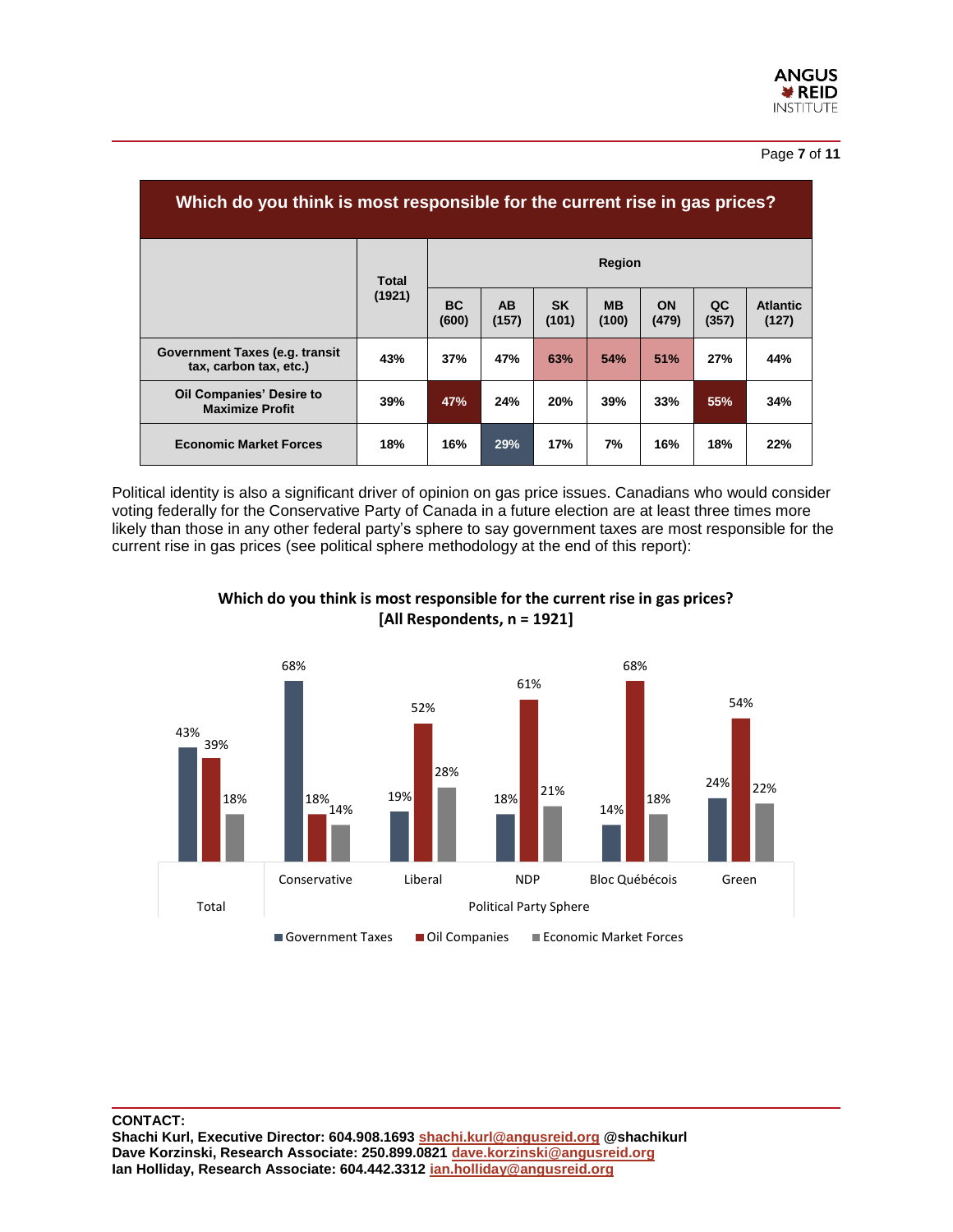| Which do you think is most responsible for the current rise in gas prices? | | | | | | | | |
|---|---|---|---|---|---|---|---|---|
| | Total (1921) | Region | | | | | | |
| | | BC (600) | AB (157) | SK (101) | MB (100) | ON (479) | QC (357) | Atlantic (127) |
| Government Taxes (e.g. transit tax, carbon tax, etc.) | 43% | 37% | 47% | 63% | 54% | 51% | 27% | 44% |
| Oil Companies' Desire to Maximize Profit | 39% | 47% | 24% | 20% | 39% | 33% | 55% | 34% |
| Economic Market Forces | 18% | 16% | 29% | 17% | 7% | 16% | 18% | 22% |

Political identity is also a significant driver of opinion on gas price issues. Canadians who would consider voting federally for the Conservative Party of Canada in a future election are at least three times more likely than those in any other federal party's sphere to say government taxes are most responsible for the current rise in gas prices (see political sphere methodology at the end of this report):

**Which do you think is most responsible for the current rise in gas prices? [All Respondents, n = 1921]**

| | Total | Conservative | Liberal | NDP | Bloc Québécois | Green |
|---|---|---|---|---|---|---|
| Government Taxes | 43% | 68% | 19% | 18% | 14% | 24% |
| Oil Companies | 39% | 18% | 52% | 61% | 68% | 54% |
| Economic Market Forces | 18% | 14% | 28% | 21% | 18% | 22% |

(Conservative, Liberal, NDP, Bloc Québécois, Green: Political Party Sphere)

**CONTACT:**
**Shachi Kurl, Executive Director: 604.908.1693 shachi.kurl@angusreid.org @shachikurl**
**Dave Korzinski, Research Associate: 250.899.0821 dave.korzinski@angusreid.org**
**Ian Holliday, Research Associate: 604.442.3312 ian.holliday@angusreid.org**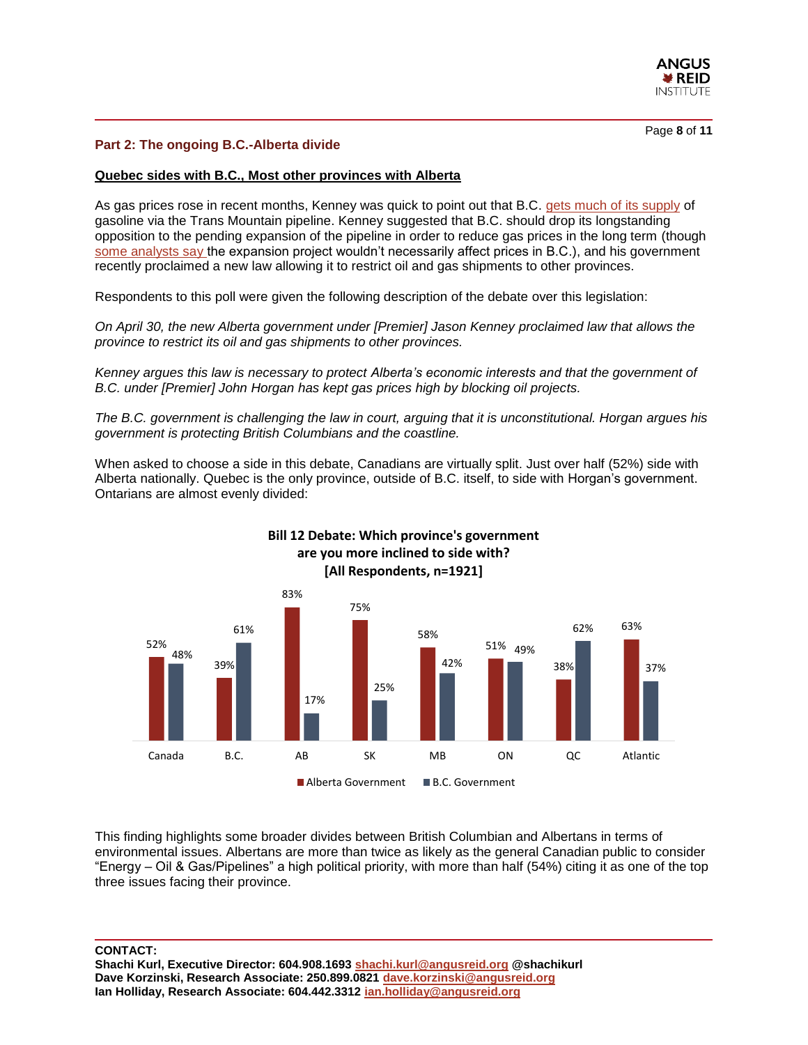## Part 2: The ongoing B.C.-Alberta divide

### Quebec sides with B.C., Most other provinces with Alberta

As gas prices rose in recent months, Kenney was quick to point out that B.C. gets much of its supply of gasoline via the Trans Mountain pipeline. Kenney suggested that B.C. should drop its longstanding opposition to the pending expansion of the pipeline in order to reduce gas prices in the long term (though some analysts say the expansion project wouldn't necessarily affect prices in B.C.), and his government recently proclaimed a new law allowing it to restrict oil and gas shipments to other provinces.

Respondents to this poll were given the following description of the debate over this legislation:

*On April 30, the new Alberta government under [Premier] Jason Kenney proclaimed law that allows the province to restrict its oil and gas shipments to other provinces.*

*Kenney argues this law is necessary to protect Alberta's economic interests and that the government of B.C. under [Premier] John Horgan has kept gas prices high by blocking oil projects.*

*The B.C. government is challenging the law in court, arguing that it is unconstitutional. Horgan argues his government is protecting British Columbians and the coastline.*

When asked to choose a side in this debate, Canadians are virtually split. Just over half (52%) side with Alberta nationally. Quebec is the only province, outside of B.C. itself, to side with Horgan's government. Ontarians are almost evenly divided:

**Bill 12 Debate: Which province's government are you more inclined to side with? [All Respondents, n=1921]**

| | Canada | B.C. | AB | SK | MB | ON | QC | Atlantic |
|---|---|---|---|---|---|---|---|---|
| Alberta Government | 52% | 39% | 83% | 75% | 58% | 51% | 38% | 63% |
| B.C. Government | 48% | 61% | 17% | 25% | 42% | 49% | 62% | 37% |

This finding highlights some broader divides between British Columbian and Albertans in terms of environmental issues. Albertans are more than twice as likely as the general Canadian public to consider "Energy – Oil & Gas/Pipelines" a high political priority, with more than half (54%) citing it as one of the top three issues facing their province.

**CONTACT:**
**Shachi Kurl, Executive Director: 604.908.1693 shachi.kurl@angusreid.org @shachikurl**
**Dave Korzinski, Research Associate: 250.899.0821 dave.korzinski@angusreid.org**
**Ian Holliday, Research Associate: 604.442.3312 ian.holliday@angusreid.org**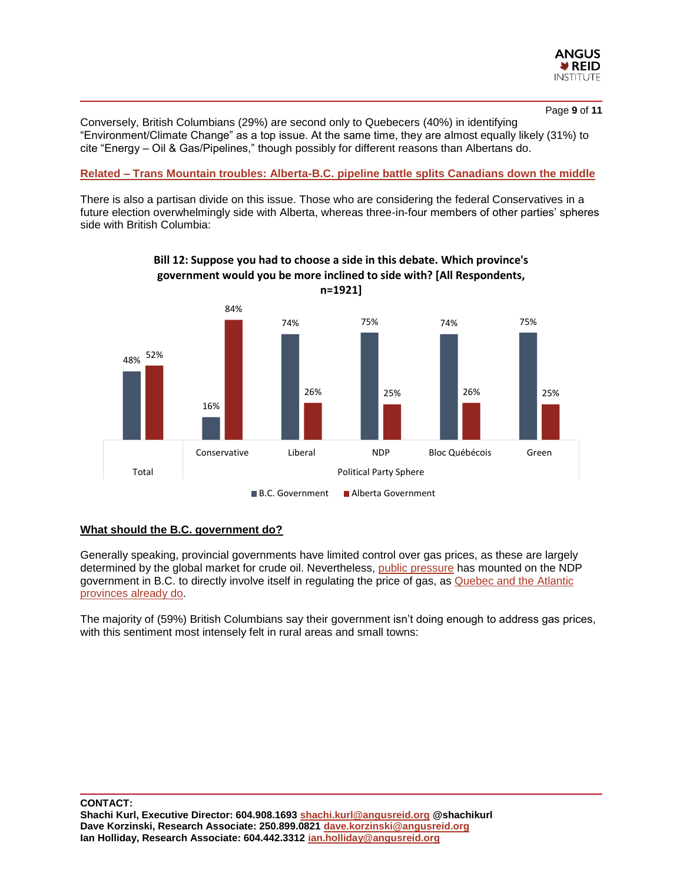Conversely, British Columbians (29%) are second only to Quebecers (40%) in identifying "Environment/Climate Change" as a top issue. At the same time, they are almost equally likely (31%) to cite "Energy – Oil & Gas/Pipelines," though possibly for different reasons than Albertans do.

**Related – Trans Mountain troubles: Alberta-B.C. pipeline battle splits Canadians down the middle**

There is also a partisan divide on this issue. Those who are considering the federal Conservatives in a future election overwhelmingly side with Alberta, whereas three-in-four members of other parties' spheres side with British Columbia:

**Bill 12: Suppose you had to choose a side in this debate. Which province's government would you be more inclined to side with? [All Respondents, n=1921]**

| | Total | Conservative | Liberal | NDP | Bloc Québécois | Green |
|---|---|---|---|---|---|---|
| B.C. Government | 48% | 16% | 74% | 75% | 74% | 75% |
| Alberta Government | 52% | 84% | 26% | 25% | 26% | 25% |

*(Conservative, Liberal, NDP, Bloc Québécois, Green: Political Party Sphere)*

## What should the B.C. government do?

Generally speaking, provincial governments have limited control over gas prices, as these are largely determined by the global market for crude oil. Nevertheless, public pressure has mounted on the NDP government in B.C. to directly involve itself in regulating the price of gas, as Quebec and the Atlantic provinces already do.

The majority of (59%) British Columbians say their government isn't doing enough to address gas prices, with this sentiment most intensely felt in rural areas and small towns:

**CONTACT:**
**Shachi Kurl, Executive Director: 604.908.1693 shachi.kurl@angusreid.org @shachikurl**
**Dave Korzinski, Research Associate: 250.899.0821 dave.korzinski@angusreid.org**
**Ian Holliday, Research Associate: 604.442.3312 ian.holliday@angusreid.org**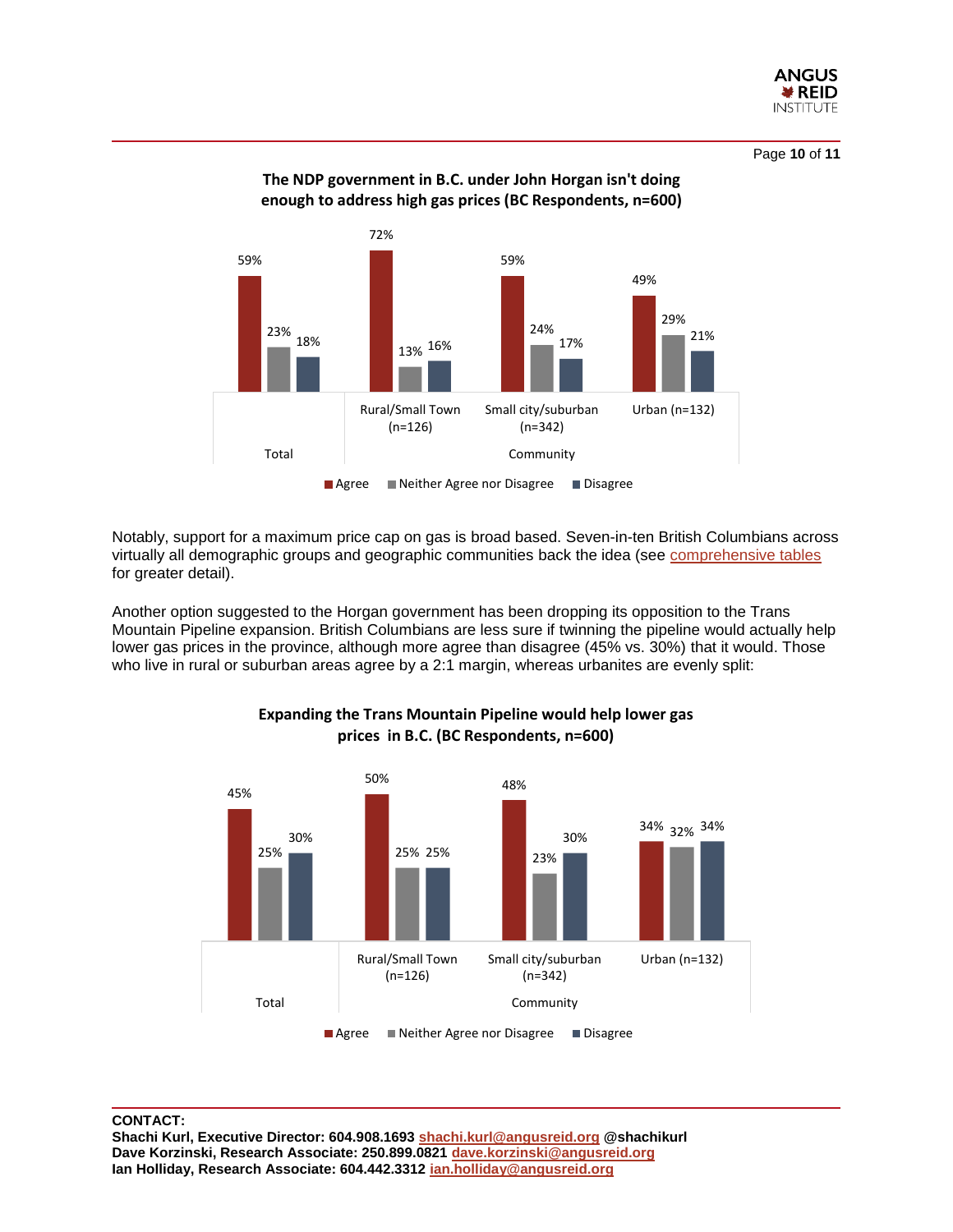**The NDP government in B.C. under John Horgan isn't doing enough to address high gas prices (BC Respondents, n=600)**

| | Total | Rural/Small Town (n=126) | Small city/suburban (n=342) | Urban (n=132) |
|---|---|---|---|---|
| Agree | 59% | 72% | 59% | 49% |
| Neither Agree nor Disagree | 23% | 13% | 24% | 29% |
| Disagree | 18% | 16% | 17% | 21% |

Notably, support for a maximum price cap on gas is broad based. Seven-in-ten British Columbians across virtually all demographic groups and geographic communities back the idea (see comprehensive tables for greater detail).

Another option suggested to the Horgan government has been dropping its opposition to the Trans Mountain Pipeline expansion. British Columbians are less sure if twinning the pipeline would actually help lower gas prices in the province, although more agree than disagree (45% vs. 30%) that it would. Those who live in rural or suburban areas agree by a 2:1 margin, whereas urbanites are evenly split:

**Expanding the Trans Mountain Pipeline would help lower gas prices in B.C. (BC Respondents, n=600)**

| | Total | Rural/Small Town (n=126) | Small city/suburban (n=342) | Urban (n=132) |
|---|---|---|---|---|
| Agree | 45% | 50% | 48% | 34% |
| Neither Agree nor Disagree | 25% | 25% | 23% | 32% |
| Disagree | 30% | 25% | 30% | 34% |

**CONTACT:**
**Shachi Kurl, Executive Director: 604.908.1693 shachi.kurl@angusreid.org @shachikurl**
**Dave Korzinski, Research Associate: 250.899.0821 dave.korzinski@angusreid.org**
**Ian Holliday, Research Associate: 604.442.3312 ian.holliday@angusreid.org**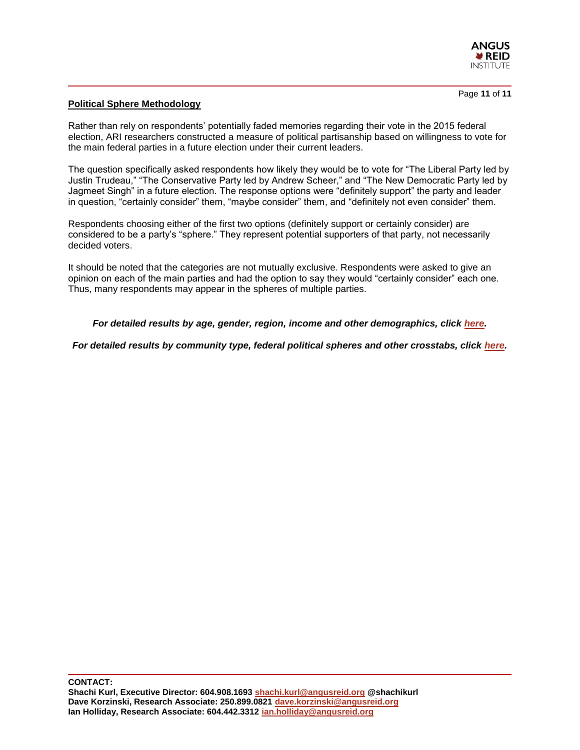**Political Sphere Methodology**

Rather than rely on respondents' potentially faded memories regarding their vote in the 2015 federal election, ARI researchers constructed a measure of political partisanship based on willingness to vote for the main federal parties in a future election under their current leaders.

The question specifically asked respondents how likely they would be to vote for "The Liberal Party led by Justin Trudeau," "The Conservative Party led by Andrew Scheer," and "The New Democratic Party led by Jagmeet Singh" in a future election. The response options were "definitely support" the party and leader in question, "certainly consider" them, "maybe consider" them, and "definitely not even consider" them.

Respondents choosing either of the first two options (definitely support or certainly consider) are considered to be a party's "sphere." They represent potential supporters of that party, not necessarily decided voters.

It should be noted that the categories are not mutually exclusive. Respondents were asked to give an opinion on each of the main parties and had the option to say they would "certainly consider" each one. Thus, many respondents may appear in the spheres of multiple parties.

***For detailed results by age, gender, region, income and other demographics, click here.***

***For detailed results by community type, federal political spheres and other crosstabs, click here.***

**CONTACT:**
**Shachi Kurl, Executive Director: 604.908.1693 shachi.kurl@angusreid.org @shachikurl**
**Dave Korzinski, Research Associate: 250.899.0821 dave.korzinski@angusreid.org**
**Ian Holliday, Research Associate: 604.442.3312 ian.holliday@angusreid.org**